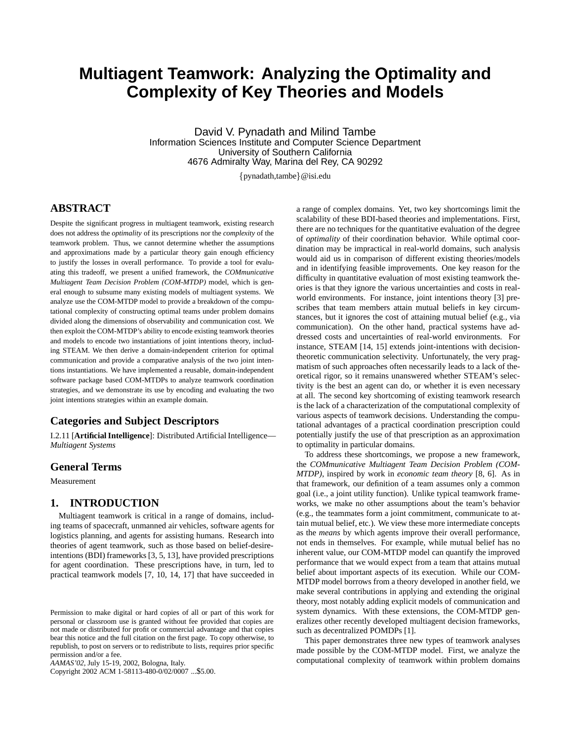# Multiagent Teamwork: Analyzing the Optimality and Complexity of Key Theories and Models

David V. Pynadath and Milind Tambe
Information Sciences Institute and Computer Science Department
University of Southern California
4676 Admiralty Way, Marina del Rey, CA 90292

{pynadath,tambe}@isi.edu

## ABSTRACT

Despite the significant progress in multiagent teamwork, existing research does not address the *optimality* of its prescriptions nor the *complexity* of the teamwork problem. Thus, we cannot determine whether the assumptions and approximations made by a particular theory gain enough efficiency to justify the losses in overall performance. To provide a tool for evaluating this tradeoff, we present a unified framework, the *COMmunicative Multiagent Team Decision Problem (COM-MTDP)* model, which is general enough to subsume many existing models of multiagent systems. We analyze use the COM-MTDP model to provide a breakdown of the computational complexity of constructing optimal teams under problem domains divided along the dimensions of observability and communication cost. We then exploit the COM-MTDP's ability to encode existing teamwork theories and models to encode two instantiations of joint intentions theory, including STEAM. We then derive a domain-independent criterion for optimal communication and provide a comparative analysis of the two joint intentions instantiations. We have implemented a reusable, domain-independent software package based COM-MTDPs to analyze teamwork coordination strategies, and we demonstrate its use by encoding and evaluating the two joint intentions strategies within an example domain.

## Categories and Subject Descriptors

I.2.11 [**Artificial Intelligence**]: Distributed Artificial Intelligence—*Multiagent Systems*

## General Terms

Measurement

## 1. INTRODUCTION

Multiagent teamwork is critical in a range of domains, including teams of spacecraft, unmanned air vehicles, software agents for logistics planning, and agents for assisting humans. Research into theories of agent teamwork, such as those based on belief-desire-intentions (BDI) frameworks [3, 5, 13], have provided prescriptions for agent coordination. These prescriptions have, in turn, led to practical teamwork models [7, 10, 14, 17] that have succeeded in a range of complex domains. Yet, two key shortcomings limit the scalability of these BDI-based theories and implementations. First, there are no techniques for the quantitative evaluation of the degree of *optimality* of their coordination behavior. While optimal coordination may be impractical in real-world domains, such analysis would aid us in comparison of different existing theories/models and in identifying feasible improvements. One key reason for the difficulty in quantitative evaluation of most existing teamwork theories is that they ignore the various uncertainties and costs in real-world environments. For instance, joint intentions theory [3] prescribes that team members attain mutual beliefs in key circumstances, but it ignores the cost of attaining mutual belief (e.g., via communication). On the other hand, practical systems have addressed costs and uncertainties of real-world environments. For instance, STEAM [14, 15] extends joint-intentions with decision-theoretic communication selectivity. Unfortunately, the very pragmatism of such approaches often necessarily leads to a lack of theoretical rigor, so it remains unanswered whether STEAM's selectivity is the best an agent can do, or whether it is even necessary at all. The second key shortcoming of existing teamwork research is the lack of a characterization of the computational complexity of various aspects of teamwork decisions. Understanding the computational advantages of a practical coordination prescription could potentially justify the use of that prescription as an approximation to optimality in particular domains.

To address these shortcomings, we propose a new framework, the *COMmunicative Multiagent Team Decision Problem (COM-MTDP)*, inspired by work in *economic team theory* [8, 6]. As in that framework, our definition of a team assumes only a common goal (i.e., a joint utility function). Unlike typical teamwork frameworks, we make no other assumptions about the team's behavior (e.g., the teammates form a joint commitment, communicate to attain mutual belief, etc.). We view these more intermediate concepts as the *means* by which agents improve their overall performance, not ends in themselves. For example, while mutual belief has no inherent value, our COM-MTDP model can quantify the improved performance that we would expect from a team that attains mutual belief about important aspects of its execution. While our COM-MTDP model borrows from a theory developed in another field, we make several contributions in applying and extending the original theory, most notably adding explicit models of communication and system dynamics. With these extensions, the COM-MTDP generalizes other recently developed multiagent decision frameworks, such as decentralized POMDPs [1].

This paper demonstrates three new types of teamwork analyses made possible by the COM-MTDP model. First, we analyze the computational complexity of teamwork within problem domains

Permission to make digital or hard copies of all or part of this work for personal or classroom use is granted without fee provided that copies are not made or distributed for profit or commercial advantage and that copies bear this notice and the full citation on the first page. To copy otherwise, to republish, to post on servers or to redistribute to lists, requires prior specific permission and/or a fee.
*AAMAS'02,* July 15-19, 2002, Bologna, Italy.
Copyright 2002 ACM 1-58113-480-0/02/0007 ...$5.00.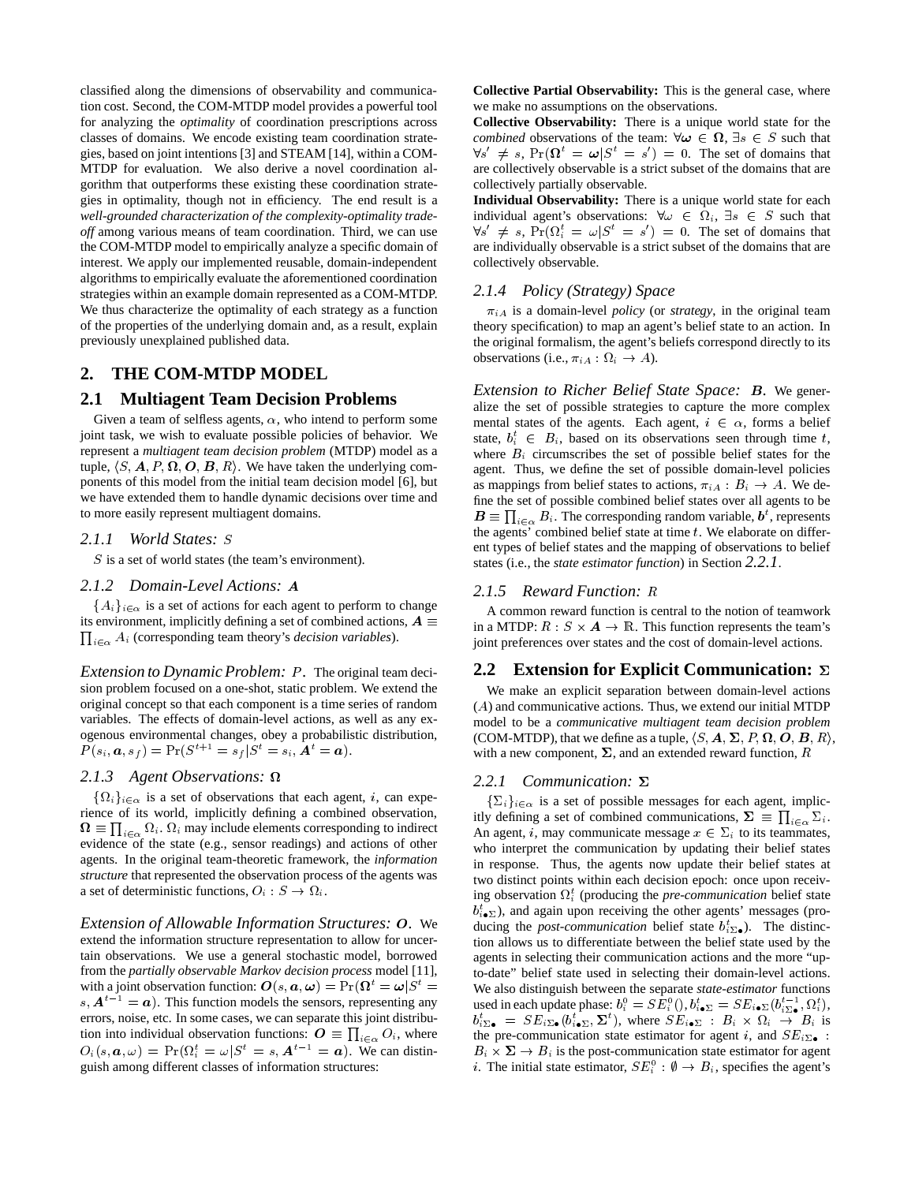classified along the dimensions of observability and communication cost. Second, the COM-MTDP model provides a powerful tool for analyzing the *optimality* of coordination prescriptions across classes of domains. We encode existing team coordination strategies, based on joint intentions [3] and STEAM [14], within a COM-MTDP for evaluation. We also derive a novel coordination algorithm that outperforms these existing these coordination strategies in optimality, though not in efficiency. The end result is a *well-grounded characterization of the complexity-optimality tradeoff* among various means of team coordination. Third, we can use the COM-MTDP model to empirically analyze a specific domain of interest. We apply our implemented reusable, domain-independent algorithms to empirically evaluate the aforementioned coordination strategies within an example domain represented as a COM-MTDP. We thus characterize the optimality of each strategy as a function of the properties of the underlying domain and, as a result, explain previously unexplained published data.

# 2. THE COM-MTDP MODEL

## 2.1 Multiagent Team Decision Problems

Given a team of selfless agents, $\alpha$, who intend to perform some joint task, we wish to evaluate possible policies of behavior. We represent a *multiagent team decision problem* (MTDP) model as a tuple, $\langle S, \boldsymbol{A}, P, \boldsymbol{\Omega}, \boldsymbol{O}, \boldsymbol{B}, R \rangle$. We have taken the underlying components of this model from the initial team decision model [6], but we have extended them to handle dynamic decisions over time and to more easily represent multiagent domains.

### 2.1.1 World States: $S$

$S$ is a set of world states (the team's environment).

### 2.1.2 Domain-Level Actions: $\boldsymbol{A}$

$\{A_i\}_{i\in\alpha}$ is a set of actions for each agent to perform to change its environment, implicitly defining a set of combined actions, $\boldsymbol{A} \equiv \prod_{i\in\alpha} A_i$ (corresponding team theory's *decision variables*).

*Extension to Dynamic Problem: $P$.* The original team decision problem focused on a one-shot, static problem. We extend the original concept so that each component is a time series of random variables. The effects of domain-level actions, as well as any exogenous environmental changes, obey a probabilistic distribution, $P(s_i, \boldsymbol{a}, s_f) = \Pr(S^{t+1} = s_f | S^t = s_i, \boldsymbol{A}^t = \boldsymbol{a})$.

### 2.1.3 Agent Observations: $\boldsymbol{\Omega}$

$\{\Omega_i\}_{i\in\alpha}$ is a set of observations that each agent, $i$, can experience of its world, implicitly defining a combined observation, $\boldsymbol{\Omega} \equiv \prod_{i\in\alpha} \Omega_i$. $\Omega_i$ may include elements corresponding to indirect evidence of the state (e.g., sensor readings) and actions of other agents. In the original team-theoretic framework, the *information structure* that represented the observation process of the agents was a set of deterministic functions, $O_i : S \to \Omega_i$.

*Extension of Allowable Information Structures: $\boldsymbol{O}$.* We extend the information structure representation to allow for uncertain observations. We use a general stochastic model, borrowed from the *partially observable Markov decision process* model [11], with a joint observation function: $\boldsymbol{O}(s, \boldsymbol{a}, \boldsymbol{\omega}) = \Pr(\boldsymbol{\Omega}^t = \boldsymbol{\omega} | S^t = s, \boldsymbol{A}^{t-1} = \boldsymbol{a})$. This function models the sensors, representing any errors, noise, etc. In some cases, we can separate this joint distribution into individual observation functions: $\boldsymbol{O} \equiv \prod_{i\in\alpha} O_i$, where $O_i(s, \boldsymbol{a}, \omega) = \Pr(\Omega_i^t = \omega | S^t = s, \boldsymbol{A}^{t-1} = \boldsymbol{a})$. We can distinguish among different classes of information structures:

**Collective Partial Observability:** This is the general case, where we make no assumptions on the observations.

**Collective Observability:** There is a unique world state for the *combined* observations of the team: $\forall \boldsymbol{\omega} \in \boldsymbol{\Omega}$, $\exists s \in S$ such that $\forall s' \neq s$, $\Pr(\boldsymbol{\Omega}^t = \boldsymbol{\omega} | S^t = s') = 0$. The set of domains that are collectively observable is a strict subset of the domains that are collectively partially observable.

**Individual Observability:** There is a unique world state for each individual agent's observations: $\forall \omega \in \Omega_i$, $\exists s \in S$ such that $\forall s' \neq s$, $\Pr(\Omega_i^t = \omega | S^t = s') = 0$. The set of domains that are individually observable is a strict subset of the domains that are collectively observable.

### 2.1.4 Policy (Strategy) Space

$\pi_{iA}$ is a domain-level *policy* (or *strategy*, in the original team theory specification) to map an agent's belief state to an action. In the original formalism, the agent's beliefs correspond directly to its observations (i.e., $\pi_{iA} : \Omega_i \to A$).

*Extension to Richer Belief State Space: $\boldsymbol{B}$.* We generalize the set of possible strategies to capture the more complex mental states of the agents. Each agent, $i \in \alpha$, forms a belief state, $b_i^t \in B_i$, based on its observations seen through time $t$, where $B_i$ circumscribes the set of possible belief states for the agent. Thus, we define the set of possible domain-level policies as mappings from belief states to actions, $\pi_{iA} : B_i \to A$. We define the set of possible combined belief states over all agents to be $\boldsymbol{B} \equiv \prod_{i\in\alpha} B_i$. The corresponding random variable, $\boldsymbol{b}^t$, represents the agents' combined belief state at time $t$. We elaborate on different types of belief states and the mapping of observations to belief states (i.e., the *state estimator function*) in Section 2.2.1.

### 2.1.5 Reward Function: $R$

A common reward function is central to the notion of teamwork in a MTDP: $R : S \times \boldsymbol{A} \to \mathbb{R}$. This function represents the team's joint preferences over states and the cost of domain-level actions.

## 2.2 Extension for Explicit Communication: $\boldsymbol{\Sigma}$

We make an explicit separation between domain-level actions ($A$) and communicative actions. Thus, we extend our initial MTDP model to be a *communicative multiagent team decision problem* (COM-MTDP), that we define as a tuple, $\langle S, \boldsymbol{A}, \boldsymbol{\Sigma}, P, \boldsymbol{\Omega}, \boldsymbol{O}, \boldsymbol{B}, R \rangle$, with a new component, $\boldsymbol{\Sigma}$, and an extended reward function, $R$

### 2.2.1 Communication: $\boldsymbol{\Sigma}$

$\{\Sigma_i\}_{i\in\alpha}$ is a set of possible messages for each agent, implicitly defining a set of combined communications, $\boldsymbol{\Sigma} \equiv \prod_{i\in\alpha} \Sigma_i$. An agent, $i$, may communicate message $x \in \Sigma_i$ to its teammates, who interpret the communication by updating their belief states in response. Thus, the agents now update their belief states at two distinct points within each decision epoch: once upon receiving observation $\Omega_i^t$ (producing the *pre-communication* belief state $b_{i\bullet\Sigma}^t$), and again upon receiving the other agents' messages (producing the *post-communication* belief state $b_{i\Sigma\bullet}^t$). The distinction allows us to differentiate between the belief state used by the agents in selecting their communication actions and the more "up-to-date" belief state used in selecting their domain-level actions. We also distinguish between the separate *state-estimator* functions used in each update phase: $b_i^0 = SE_i^0()$, $b_{i\bullet\Sigma}^t = SE_{i\bullet\Sigma}(b_{i\Sigma\bullet}^{t-1}, \Omega_i^t)$, $b_{i\Sigma\bullet}^t = SE_{i\Sigma\bullet}(b_{i\bullet\Sigma}^t, \boldsymbol{\Sigma}^t)$, where $SE_{i\bullet\Sigma} : B_i \times \Omega_i \to B_i$ is the pre-communication state estimator for agent $i$, and $SE_{i\Sigma\bullet} : B_i \times \boldsymbol{\Sigma} \to B_i$ is the post-communication state estimator for agent $i$. The initial state estimator, $SE_i^0 : \emptyset \to B_i$, specifies the agent's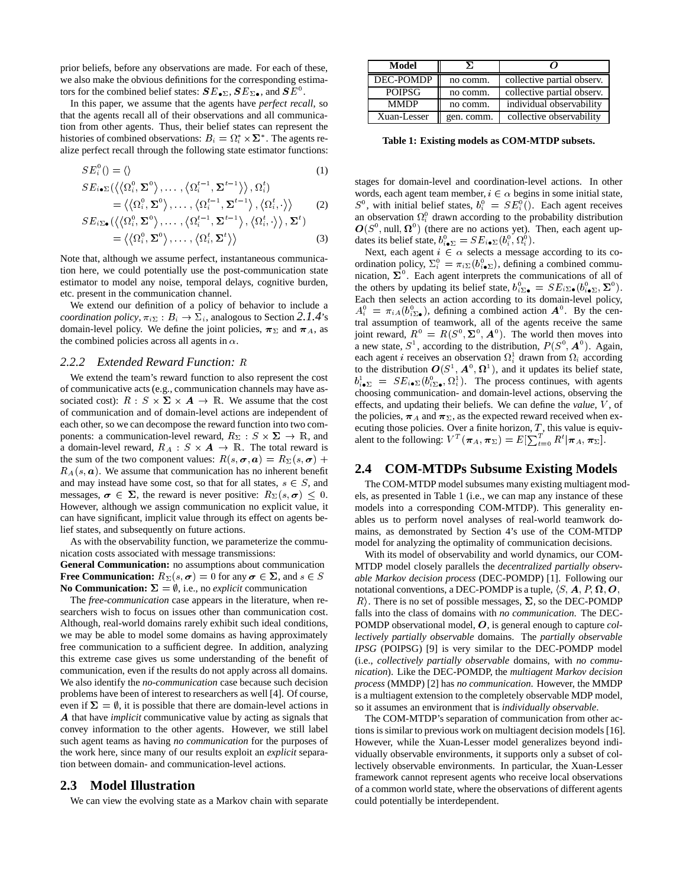prior beliefs, before any observations are made. For each of these, we also make the obvious definitions for the corresponding estimators for the combined belief states: $\boldsymbol{SE}_{\bullet\Sigma}$, $\boldsymbol{SE}_{\Sigma\bullet}$, and $\boldsymbol{SE}^0$.

In this paper, we assume that the agents have *perfect recall*, so that the agents recall all of their observations and all communication from other agents. Thus, their belief states can represent the histories of combined observations: $B_i = \Omega_i^* \times \boldsymbol{\Sigma}^*$. The agents realize perfect recall through the following state estimator functions:

$$SE_i^0() = \langle\rangle \tag{1}$$

$$\begin{aligned} SE_{i\bullet\Sigma}(\langle\langle \Omega_i^0, \boldsymbol{\Sigma}^0\rangle, \ldots, \langle \Omega_i^{t-1}, \boldsymbol{\Sigma}^{t-1}\rangle\rangle, \Omega_i^t) \\ = \langle\langle \Omega_i^0, \boldsymbol{\Sigma}^0\rangle, \ldots, \langle \Omega_i^{t-1}, \boldsymbol{\Sigma}^{t-1}\rangle, \langle \Omega_i^t, \cdot\rangle\rangle \end{aligned} \tag{2}$$

$$\begin{aligned} SE_{i\Sigma\bullet}(\langle\langle \Omega_i^0, \boldsymbol{\Sigma}^0\rangle, \ldots, \langle \Omega_i^{t-1}, \boldsymbol{\Sigma}^{t-1}\rangle, \langle \Omega_i^t, \cdot\rangle\rangle, \boldsymbol{\Sigma}^t) \\ = \langle\langle \Omega_i^0, \boldsymbol{\Sigma}^0\rangle, \ldots, \langle \Omega_i^t, \boldsymbol{\Sigma}^t\rangle\rangle \end{aligned} \tag{3}$$

Note that, although we assume perfect, instantaneous communication here, we could potentially use the post-communication state estimator to model any noise, temporal delays, cognitive burden, etc. present in the communication channel.

We extend our definition of a policy of behavior to include a *coordination policy*, $\pi_{i\Sigma} : B_i \rightarrow \Sigma_i$, analogous to Section *2.1.4*'s domain-level policy. We define the joint policies, $\boldsymbol{\pi}_\Sigma$ and $\boldsymbol{\pi}_A$, as the combined policies across all agents in $\alpha$.

### 2.2.2 Extended Reward Function: $R$

We extend the team's reward function to also represent the cost of communicative acts (e.g., communication channels may have associated cost): $R : S \times \boldsymbol{\Sigma} \times \boldsymbol{A} \rightarrow \mathbb{R}$. We assume that the cost of communication and of domain-level actions are independent of each other, so we can decompose the reward function into two components: a communication-level reward, $R_\Sigma : S \times \boldsymbol{\Sigma} \rightarrow \mathbb{R}$, and a domain-level reward, $R_A : S \times \boldsymbol{A} \rightarrow \mathbb{R}$. The total reward is the sum of the two component values: $R(s, \boldsymbol{\sigma}, \boldsymbol{a}) = R_\Sigma(s, \boldsymbol{\sigma}) + R_A(s, \boldsymbol{a})$. We assume that communication has no inherent benefit and may instead have some cost, so that for all states, $s \in S$, and messages, $\boldsymbol{\sigma} \in \boldsymbol{\Sigma}$, the reward is never positive: $R_\Sigma(s, \boldsymbol{\sigma}) \leq 0$. However, although we assign communication no explicit value, it can have significant, implicit value through its effect on agents belief states, and subsequently on future actions.

As with the observability function, we parameterize the communication costs associated with message transmissions:

**General Communication:** no assumptions about communication
**Free Communication:** $R_\Sigma(s, \boldsymbol{\sigma}) = 0$ for any $\boldsymbol{\sigma} \in \boldsymbol{\Sigma}$, and $s \in S$
**No Communication:** $\boldsymbol{\Sigma} = \emptyset$, i.e., no *explicit* communication

The *free-communication* case appears in the literature, when researchers wish to focus on issues other than communication cost. Although, real-world domains rarely exhibit such ideal conditions, we may be able to model some domains as having approximately free communication to a sufficient degree. In addition, analyzing this extreme case gives us some understanding of the benefit of communication, even if the results do not apply across all domains. We also identify the *no-communication* case because such decision problems have been of interest to researchers as well [4]. Of course, even if $\boldsymbol{\Sigma} = \emptyset$, it is possible that there are domain-level actions in $\boldsymbol{A}$ that have *implicit* communicative value by acting as signals that convey information to the other agents. However, we still label such agent teams as having *no communication* for the purposes of the work here, since many of our results exploit an *explicit* separation between domain- and communication-level actions.

## 2.3 Model Illustration

We can view the evolving state as a Markov chain with separate stages for domain-level and coordination-level actions. In other words, each agent team member, $i \in \alpha$ begins in some initial state, $S^0$, with initial belief states, $b_i^0 = SE_i^0()$. Each agent receives an observation $\Omega_i^0$ drawn according to the probability distribution $\boldsymbol{O}(S^0, \text{null}, \boldsymbol{\Omega}^0)$ (there are no actions yet). Then, each agent updates its belief state, $b_{i\bullet\Sigma}^0 = SE_{i\bullet\Sigma}(b_i^0, \Omega_i^0)$.

Next, each agent $i \in \alpha$ selects a message according to its coordination policy, $\Sigma_i^0 = \pi_{i\Sigma}(b_{i\bullet\Sigma}^0)$, defining a combined communication, $\boldsymbol{\Sigma}^0$. Each agent interprets the communications of all of the others by updating its belief state, $b_{i\Sigma\bullet}^0 = SE_{i\Sigma\bullet}(b_{i\bullet\Sigma}^0, \boldsymbol{\Sigma}^0)$. Each then selects an action according to its domain-level policy, $A_i^0 = \pi_{iA}(b_{i\Sigma\bullet}^0)$, defining a combined action $\boldsymbol{A}^0$. By the central assumption of teamwork, all of the agents receive the same joint reward, $R^0 = R(S^0, \boldsymbol{\Sigma}^0, \boldsymbol{A}^0)$. The world then moves into a new state, $S^1$, according to the distribution, $P(S^0, \boldsymbol{A}^0)$. Again, each agent $i$ receives an observation $\Omega_i^1$ drawn from $\Omega_i$ according to the distribution $\boldsymbol{O}(S^1, \boldsymbol{A}^0, \boldsymbol{\Omega}^1)$, and it updates its belief state, $b_{i\bullet\Sigma}^1 = SE_{i\bullet\Sigma}(b_{i\Sigma\bullet}^0, \Omega_i^1)$. The process continues, with agents choosing communication- and domain-level actions, observing the effects, and updating their beliefs. We can define the *value*, $V$, of the policies, $\boldsymbol{\pi}_A$ and $\boldsymbol{\pi}_\Sigma$, as the expected reward received when executing those policies. Over a finite horizon, $T$, this value is equivalent to the following: $V^T(\boldsymbol{\pi}_A, \boldsymbol{\pi}_\Sigma) = E[\sum_{t=0}^T R^t | \boldsymbol{\pi}_A, \boldsymbol{\pi}_\Sigma]$.

## 2.4 COM-MTDPs Subsume Existing Models

| Model | $\boldsymbol{\Sigma}$ | $\boldsymbol{O}$ |
|---|---|---|
| DEC-POMDP | no comm. | collective partial observ. |
| POIPSG | no comm. | collective partial observ. |
| MMDP | no comm. | individual observability |
| Xuan-Lesser | gen. comm. | collective observability |

**Table 1: Existing models as COM-MTDP subsets.**

The COM-MTDP model subsumes many existing multiagent models, as presented in Table 1 (i.e., we can map any instance of these models into a corresponding COM-MTDP). This generality enables us to perform novel analyses of real-world teamwork domains, as demonstrated by Section 4's use of the COM-MTDP model for analyzing the optimality of communication decisions.

With its model of observability and world dynamics, our COM-MTDP model closely parallels the *decentralized partially observable Markov decision process* (DEC-POMDP) [1]. Following our notational conventions, a DEC-POMDP is a tuple, $\langle S, \boldsymbol{A}, P, \boldsymbol{\Omega}, \boldsymbol{O}, R\rangle$. There is no set of possible messages, $\boldsymbol{\Sigma}$, so the DEC-POMDP falls into the class of domains with *no communication*. The DEC-POMDP observational model, $\boldsymbol{O}$, is general enough to capture *collectively partially observable* domains. The *partially observable IPSG* (POIPSG) [9] is very similar to the DEC-POMDP model (i.e., *collectively partially observable* domains, with *no communication*). Like the DEC-POMDP, the *multiagent Markov decision process* (MMDP) [2] has *no communication*. However, the MMDP is a multiagent extension to the completely observable MDP model, so it assumes an environment that is *individually observable*.

The COM-MTDP's separation of communication from other actions is similar to previous work on multiagent decision models [16]. However, while the Xuan-Lesser model generalizes beyond individually observable environments, it supports only a subset of collectively observable environments. In particular, the Xuan-Lesser framework cannot represent agents who receive local observations of a common world state, where the observations of different agents could potentially be interdependent.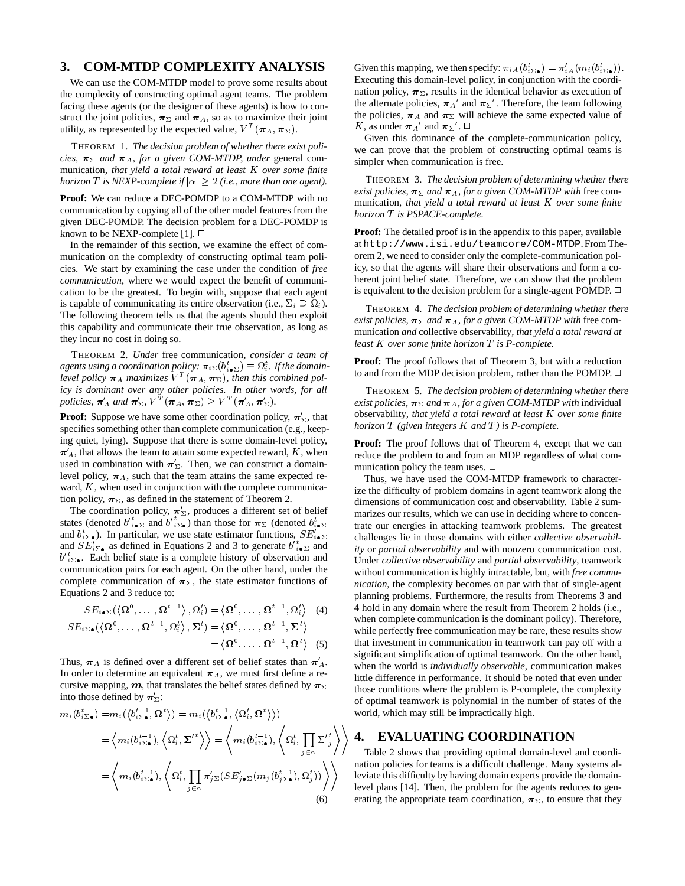## 3. COM-MTDP COMPLEXITY ANALYSIS

We can use the COM-MTDP model to prove some results about the complexity of constructing optimal agent teams. The problem facing these agents (or the designer of these agents) is how to construct the joint policies, $\boldsymbol{\pi}_\Sigma$ and $\boldsymbol{\pi}_A$, so as to maximize their joint utility, as represented by the expected value, $V^T(\boldsymbol{\pi}_A, \boldsymbol{\pi}_\Sigma)$.

THEOREM 1. *The decision problem of whether there exist policies, $\boldsymbol{\pi}_\Sigma$ and $\boldsymbol{\pi}_A$, for a given COM-MTDP, under* general communication, *that yield a total reward at least $K$ over some finite horizon $T$ is NEXP-complete if $|\alpha| \geq 2$ (i.e., more than one agent).*

**Proof:** We can reduce a DEC-POMDP to a COM-MTDP with no communication by copying all of the other model features from the given DEC-POMDP. The decision problem for a DEC-POMDP is known to be NEXP-complete [1]. □

In the remainder of this section, we examine the effect of communication on the complexity of constructing optimal team policies. We start by examining the case under the condition of *free communication*, where we would expect the benefit of communication to be the greatest. To begin with, suppose that each agent is capable of communicating its entire observation (i.e., $\Sigma_i \supseteq \Omega_i$). The following theorem tells us that the agents should then exploit this capability and communicate their true observation, as long as they incur no cost in doing so.

THEOREM 2. *Under* free communication, *consider a team of agents using a coordination policy: $\pi_{i\Sigma}(b^t_{i\bullet\Sigma}) \equiv \Omega^t_i$. If the domain-level policy $\boldsymbol{\pi}_A$ maximizes $V^T(\boldsymbol{\pi}_A, \boldsymbol{\pi}_\Sigma)$, then this combined policy is dominant over any other policies. In other words, for all policies, $\boldsymbol{\pi}'_A$ and $\boldsymbol{\pi}'_\Sigma$, $V^T(\boldsymbol{\pi}_A, \boldsymbol{\pi}_\Sigma) \geq V^T(\boldsymbol{\pi}'_A, \boldsymbol{\pi}'_\Sigma)$.*

**Proof:** Suppose we have some other coordination policy, $\boldsymbol{\pi}'_\Sigma$, that specifies something other than complete communication (e.g., keeping quiet, lying). Suppose that there is some domain-level policy, $\boldsymbol{\pi}'_A$, that allows the team to attain some expected reward, $K$, when used in combination with $\boldsymbol{\pi}'_\Sigma$. Then, we can construct a domain-level policy, $\boldsymbol{\pi}_A$, such that the team attains the same expected reward, $K$, when used in conjunction with the complete communication policy, $\boldsymbol{\pi}_\Sigma$, as defined in the statement of Theorem 2.

The coordination policy, $\boldsymbol{\pi}'_\Sigma$, produces a different set of belief states (denoted $b'^t_{i\bullet\Sigma}$ and $b'^t_{i\Sigma\bullet}$) than those for $\boldsymbol{\pi}_\Sigma$ (denoted $b^t_{i\bullet\Sigma}$ and $b^t_{i\Sigma\bullet}$). In particular, we use state estimator functions, $SE'_{i\bullet\Sigma}$ and $SE'_{i\Sigma\bullet}$ as defined in Equations 2 and 3 to generate $b'^t_{i\bullet\Sigma}$ and $b'^t_{i\Sigma\bullet}$. Each belief state is a complete history of observation and communication pairs for each agent. On the other hand, under the complete communication of $\boldsymbol{\pi}_\Sigma$, the state estimator functions of Equations 2 and 3 reduce to:

$$SE_{i\bullet\Sigma}(\langle \boldsymbol{\Omega}^0, \ldots, \boldsymbol{\Omega}^{t-1}\rangle, \Omega^t_i) = \langle \boldsymbol{\Omega}^0, \ldots, \boldsymbol{\Omega}^{t-1}, \Omega^t_i\rangle \quad (4)$$

$$\begin{aligned} SE_{i\Sigma\bullet}(\langle \boldsymbol{\Omega}^0, \ldots, \boldsymbol{\Omega}^{t-1}, \Omega^t_i\rangle, \boldsymbol{\Sigma}^t) &= \langle \boldsymbol{\Omega}^0, \ldots, \boldsymbol{\Omega}^{t-1}, \boldsymbol{\Sigma}^t\rangle \\ &= \langle \boldsymbol{\Omega}^0, \ldots, \boldsymbol{\Omega}^{t-1}, \boldsymbol{\Omega}^t\rangle \quad (5) \end{aligned}$$

Thus, $\boldsymbol{\pi}_A$ is defined over a different set of belief states than $\boldsymbol{\pi}'_A$. In order to determine an equivalent $\boldsymbol{\pi}_A$, we must first define a recursive mapping, $\boldsymbol{m}$, that translates the belief states defined by $\boldsymbol{\pi}_\Sigma$ into those defined by $\boldsymbol{\pi}'_\Sigma$:

$$\begin{aligned} m_i(b^t_{i\Sigma\bullet}) &= m_i(\langle b^{t-1}_{i\Sigma\bullet}, \boldsymbol{\Omega}^t\rangle) = m_i(\langle b^{t-1}_{i\Sigma\bullet}, \langle \Omega^t_i, \boldsymbol{\Omega}^t\rangle\rangle) \\ &= \left\langle m_i(b^{t-1}_{i\Sigma\bullet}), \left\langle \Omega^t_i, \boldsymbol{\Sigma}'^t\right\rangle\right\rangle = \left\langle m_i(b^{t-1}_{i\Sigma\bullet}), \left\langle \Omega^t_i, \prod_{j\in\alpha} \Sigma'^t_j\right\rangle\right\rangle \\ &= \left\langle m_i(b^{t-1}_{i\Sigma\bullet}), \left\langle \Omega^t_i, \prod_{j\in\alpha} \pi'_{j\Sigma}(SE'_{j\bullet\Sigma}(m_j(b^{t-1}_{j\Sigma\bullet}), \Omega^t_j))\right\rangle\right\rangle \end{aligned} \quad (6)$$

Given this mapping, we then specify: $\pi_{iA}(b^t_{i\Sigma\bullet}) = \pi'_{iA}(m_i(b^t_{i\Sigma\bullet}))$. Executing this domain-level policy, in conjunction with the coordination policy, $\boldsymbol{\pi}_\Sigma$, results in the identical behavior as execution of the alternate policies, $\boldsymbol{\pi}_A{}'$ and $\boldsymbol{\pi}_\Sigma{}'$. Therefore, the team following the policies, $\boldsymbol{\pi}_A$ and $\boldsymbol{\pi}_\Sigma$ will achieve the same expected value of $K$, as under $\boldsymbol{\pi}_A{}'$ and $\boldsymbol{\pi}_\Sigma{}'$. □

Given this dominance of the complete-communication policy, we can prove that the problem of constructing optimal teams is simpler when communication is free.

THEOREM 3. *The decision problem of determining whether there exist policies, $\boldsymbol{\pi}_\Sigma$ and $\boldsymbol{\pi}_A$, for a given COM-MTDP with* free communication, *that yield a total reward at least $K$ over some finite horizon $T$ is PSPACE-complete.*

**Proof:** The detailed proof is in the appendix to this paper, available at `http://www.isi.edu/teamcore/COM-MTDP`. From Theorem 2, we need to consider only the complete-communication policy, so that the agents will share their observations and form a coherent joint belief state. Therefore, we can show that the problem is equivalent to the decision problem for a single-agent POMDP. □

THEOREM 4. *The decision problem of determining whether there exist policies, $\boldsymbol{\pi}_\Sigma$ and $\boldsymbol{\pi}_A$, for a given COM-MTDP with* free communication *and* collective observability, *that yield a total reward at least $K$ over some finite horizon $T$ is P-complete.*

**Proof:** The proof follows that of Theorem 3, but with a reduction to and from the MDP decision problem, rather than the POMDP. □

THEOREM 5. *The decision problem of determining whether there exist policies, $\boldsymbol{\pi}_\Sigma$ and $\boldsymbol{\pi}_A$, for a given COM-MTDP with* individual observability, *that yield a total reward at least $K$ over some finite horizon $T$ (given integers $K$ and $T$) is P-complete.*

**Proof:** The proof follows that of Theorem 4, except that we can reduce the problem to and from an MDP regardless of what communication policy the team uses. □

Thus, we have used the COM-MTDP framework to characterize the difficulty of problem domains in agent teamwork along the dimensions of communication cost and observability. Table 2 summarizes our results, which we can use in deciding where to concentrate our energies in attacking teamwork problems. The greatest challenges lie in those domains with either *collective observability* or *partial observability* and with nonzero communication cost. Under *collective observability* and *partial observability*, teamwork without communication is highly intractable, but, with *free communication*, the complexity becomes on par with that of single-agent planning problems. Furthermore, the results from Theorems 3 and 4 hold in any domain where the result from Theorem 2 holds (i.e., when complete communication is the dominant policy). Therefore, while perfectly free communication may be rare, these results show that investment in communication in teamwork can pay off with a significant simplification of optimal teamwork. On the other hand, when the world is *individually observable*, communication makes little difference in performance. It should be noted that even under those conditions where the problem is P-complete, the complexity of optimal teamwork is polynomial in the number of states of the world, which may still be impractically high.

## 4. EVALUATING COORDINATION

Table 2 shows that providing optimal domain-level and coordination policies for teams is a difficult challenge. Many systems alleviate this difficulty by having domain experts provide the domain-level plans [14]. Then, the problem for the agents reduces to generating the appropriate team coordination, $\boldsymbol{\pi}_\Sigma$, to ensure that they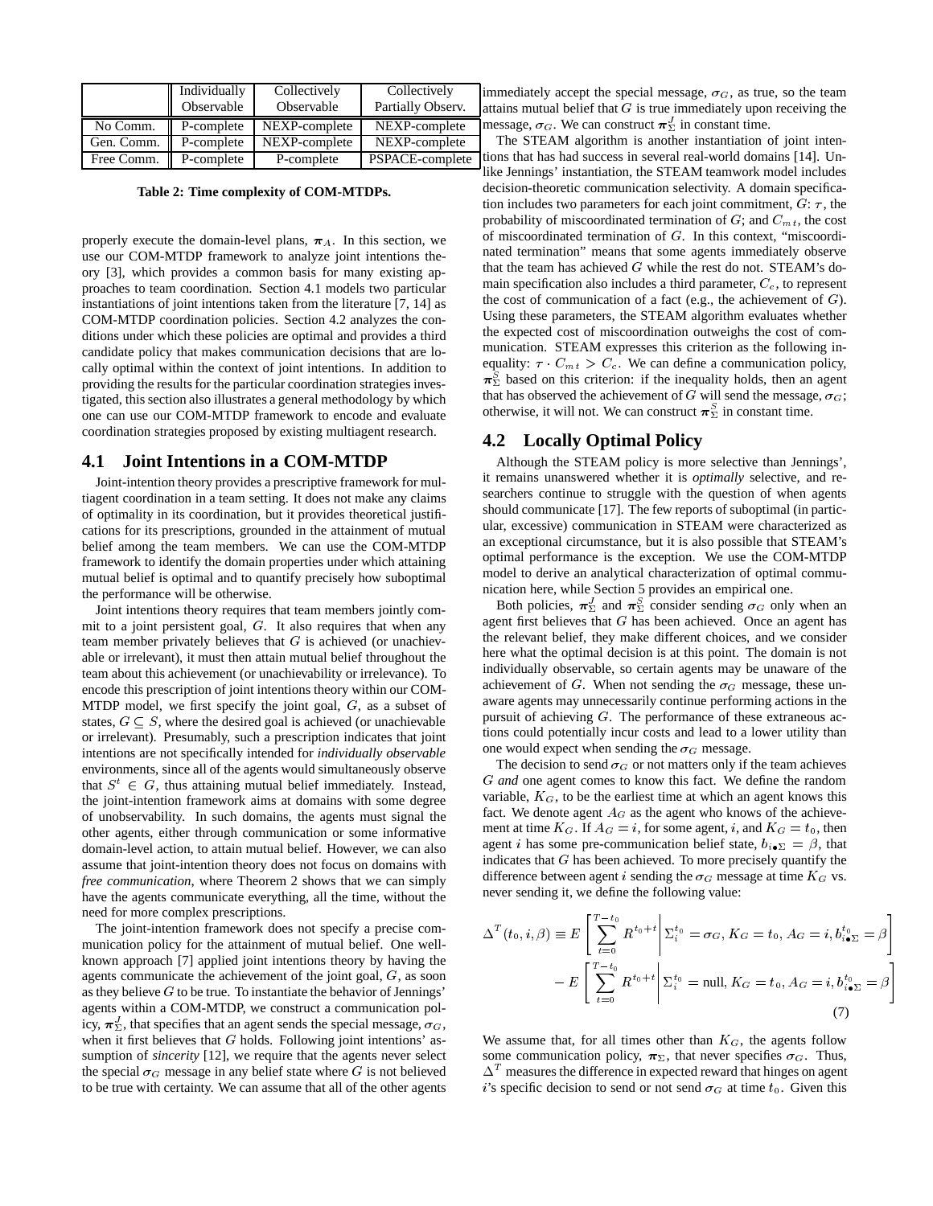| | Individually Observable | Collectively Observable | Collectively Partially Observ. |
|---|---|---|---|
| No Comm. | P-complete | NEXP-complete | NEXP-complete |
| Gen. Comm. | P-complete | NEXP-complete | NEXP-complete |
| Free Comm. | P-complete | P-complete | PSPACE-complete |

**Table 2: Time complexity of COM-MTDPs.**

properly execute the domain-level plans, $\pi_A$. In this section, we use our COM-MTDP framework to analyze joint intentions theory [3], which provides a common basis for many existing approaches to team coordination. Section 4.1 models two particular instantiations of joint intentions taken from the literature [7, 14] as COM-MTDP coordination policies. Section 4.2 analyzes the conditions under which these policies are optimal and provides a third candidate policy that makes communication decisions that are locally optimal within the context of joint intentions. In addition to providing the results for the particular coordination strategies investigated, this section also illustrates a general methodology by which one can use our COM-MTDP framework to encode and evaluate coordination strategies proposed by existing multiagent research.

## 4.1 Joint Intentions in a COM-MTDP

Joint-intention theory provides a prescriptive framework for multiagent coordination in a team setting. It does not make any claims of optimality in its coordination, but it provides theoretical justifications for its prescriptions, grounded in the attainment of mutual belief among the team members. We can use the COM-MTDP framework to identify the domain properties under which attaining mutual belief is optimal and to quantify precisely how suboptimal the performance will be otherwise.

Joint intentions theory requires that team members jointly commit to a joint persistent goal, $G$. It also requires that when any team member privately believes that $G$ is achieved (or unachievable or irrelevant), it must then attain mutual belief throughout the team about this achievement (or unachievability or irrelevance). To encode this prescription of joint intentions theory within our COM-MTDP model, we first specify the joint goal, $G$, as a subset of states, $G \subseteq S$, where the desired goal is achieved (or unachievable or irrelevant). Presumably, such a prescription indicates that joint intentions are not specifically intended for *individually observable* environments, since all of the agents would simultaneously observe that $S^t \in G$, thus attaining mutual belief immediately. Instead, the joint-intention framework aims at domains with some degree of unobservability. In such domains, the agents must signal the other agents, either through communication or some informative domain-level action, to attain mutual belief. However, we can also assume that joint-intention theory does not focus on domains with *free communication*, where Theorem 2 shows that we can simply have the agents communicate everything, all the time, without the need for more complex prescriptions.

The joint-intention framework does not specify a precise communication policy for the attainment of mutual belief. One well-known approach [7] applied joint intentions theory by having the agents communicate the achievement of the joint goal, $G$, as soon as they believe $G$ to be true. To instantiate the behavior of Jennings' agents within a COM-MTDP, we construct a communication policy, $\pi_\Sigma^J$, that specifies that an agent sends the special message, $\sigma_G$, when it first believes that $G$ holds. Following joint intentions' assumption of *sincerity* [12], we require that the agents never select the special $\sigma_G$ message in any belief state where $G$ is not believed to be true with certainty. We can assume that all of the other agents immediately accept the special message, $\sigma_G$, as true, so the team attains mutual belief that $G$ is true immediately upon receiving the message, $\sigma_G$. We can construct $\pi_\Sigma^J$ in constant time.

The STEAM algorithm is another instantiation of joint intentions that has had success in several real-world domains [14]. Unlike Jennings' instantiation, the STEAM teamwork model includes decision-theoretic communication selectivity. A domain specification includes two parameters for each joint commitment, $G$: $\tau$, the probability of miscoordinated termination of $G$; and $C_{mt}$, the cost of miscoordinated termination of $G$. In this context, "miscoordinated termination" means that some agents immediately observe that the team has achieved $G$ while the rest do not. STEAM's domain specification also includes a third parameter, $C_c$, to represent the cost of communication of a fact (e.g., the achievement of $G$). Using these parameters, the STEAM algorithm evaluates whether the expected cost of miscoordination outweighs the cost of communication. STEAM expresses this criterion as the following inequality: $\tau \cdot C_{mt} > C_c$. We can define a communication policy, $\pi_\Sigma^S$ based on this criterion: if the inequality holds, then an agent that has observed the achievement of $G$ will send the message, $\sigma_G$; otherwise, it will not. We can construct $\pi_\Sigma^S$ in constant time.

## 4.2 Locally Optimal Policy

Although the STEAM policy is more selective than Jennings', it remains unanswered whether it is *optimally* selective, and researchers continue to struggle with the question of when agents should communicate [17]. The few reports of suboptimal (in particular, excessive) communication in STEAM were characterized as an exceptional circumstance, but it is also possible that STEAM's optimal performance is the exception. We use the COM-MTDP model to derive an analytical characterization of optimal communication here, while Section 5 provides an empirical one.

Both policies, $\pi_\Sigma^J$ and $\pi_\Sigma^S$ consider sending $\sigma_G$ only when an agent first believes that $G$ has been achieved. Once an agent has the relevant belief, they make different choices, and we consider here what the optimal decision is at this point. The domain is not individually observable, so certain agents may be unaware of the achievement of $G$. When not sending the $\sigma_G$ message, these unaware agents may unnecessarily continue performing actions in the pursuit of achieving $G$. The performance of these extraneous actions could potentially incur costs and lead to a lower utility than one would expect when sending the $\sigma_G$ message.

The decision to send $\sigma_G$ or not matters only if the team achieves $G$ *and* one agent comes to know this fact. We define the random variable, $K_G$, to be the earliest time at which an agent knows this fact. We denote agent $A_G$ as the agent who knows of the achievement at time $K_G$. If $A_G = i$, for some agent, $i$, and $K_G = t_0$, then agent $i$ has some pre-communication belief state, $b_{i\bullet\Sigma} = \beta$, that indicates that $G$ has been achieved. To more precisely quantify the difference between agent $i$ sending the $\sigma_G$ message at time $K_G$ vs. never sending it, we define the following value:

$$\Delta^T(t_0, i, \beta) \equiv E\left[\sum_{t=0}^{T-t_0} R^{t_0+t} \middle| \Sigma_i^{t_0} = \sigma_G, K_G = t_0, A_G = i, b_{i\bullet\Sigma}^{t_0} = \beta\right] - E\left[\sum_{t=0}^{T-t_0} R^{t_0+t} \middle| \Sigma_i^{t_0} = \text{null}, K_G = t_0, A_G = i, b_{i\bullet\Sigma}^{t_0} = \beta\right] \quad (7)$$

We assume that, for all times other than $K_G$, the agents follow some communication policy, $\pi_\Sigma$, that never specifies $\sigma_G$. Thus, $\Delta^T$ measures the difference in expected reward that hinges on agent $i$'s specific decision to send or not send $\sigma_G$ at time $t_0$. Given this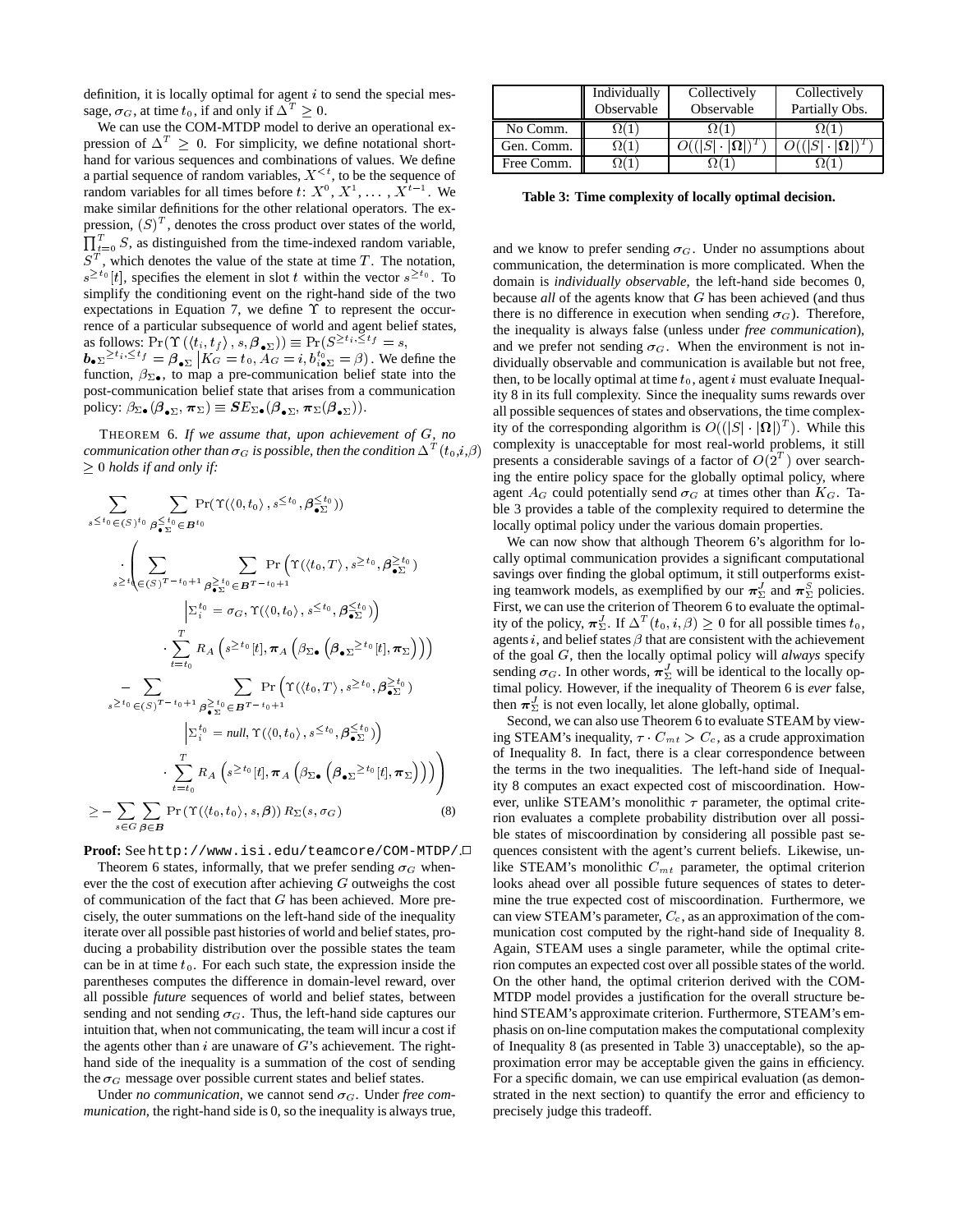definition, it is locally optimal for agent $i$ to send the special message, $\sigma_G$, at time $t_0$, if and only if $\Delta^T \geq 0$.

We can use the COM-MTDP model to derive an operational expression of $\Delta^T \geq 0$. For simplicity, we define notational shorthand for various sequences and combinations of values. We define a partial sequence of random variables, $X^{<t}$, to be the sequence of random variables for all times before $t$: $X^0, X^1, \ldots, X^{t-1}$. We make similar definitions for the other relational operators. The expression, $(S)^T$, denotes the cross product over states of the world, $\prod_{t=0}^{T} S$, as distinguished from the time-indexed random variable, $S^T$, which denotes the value of the state at time $T$. The notation, $s^{\geq t_0}[t]$, specifies the element in slot $t$ within the vector $s^{\geq t_0}$. To simplify the conditioning event on the right-hand side of the two expectations in Equation 7, we define $\Upsilon$ to represent the occurrence of a particular subsequence of world and agent belief states, as follows: $\Pr(\Upsilon(\langle t_i, t_f \rangle, s, \boldsymbol{\beta}_{\bullet\Sigma})) \equiv \Pr(S^{\geq t_i, \leq t_f} = s, \boldsymbol{b}_{\bullet\Sigma}{}^{\geq t_i, \leq t_f} = \boldsymbol{\beta}_{\bullet\Sigma} \,|\, K_G = t_0, A_G = i, b_{i\bullet\Sigma}^{t_0} = \beta)$. We define the function, $\beta_{\Sigma\bullet}$, to map a pre-communication belief state into the post-communication belief state that arises from a communication policy: $\beta_{\Sigma\bullet}(\boldsymbol{\beta}_{\bullet\Sigma}, \boldsymbol{\pi}_\Sigma) \equiv \boldsymbol{SE}_{\Sigma\bullet}(\boldsymbol{\beta}_{\bullet\Sigma}, \boldsymbol{\pi}_\Sigma(\boldsymbol{\beta}_{\bullet\Sigma}))$.

THEOREM 6. *If we assume that, upon achievement of $G$, no communication other than $\sigma_G$ is possible, then the condition $\Delta^T(t_0, i, \beta) \geq 0$ holds if and only if:*

$$
\begin{aligned}
&\sum_{s^{\leq t_0} \in (S)^{t_0}} \sum_{\boldsymbol{\beta}_{\bullet\Sigma}^{\leq t_0} \in \boldsymbol{B}^{t_0}} \Pr(\Upsilon(\langle 0, t_0 \rangle, s^{\leq t_0}, \boldsymbol{\beta}_{\bullet\Sigma}^{\leq t_0})) \\
&\cdot \Bigg( \sum_{s^{\geq t_0} \in (S)^{T-t_0+1}} \sum_{\boldsymbol{\beta}_{\bullet\Sigma}^{\geq t_0} \in \boldsymbol{B}^{T-t_0+1}} \Pr\Big(\Upsilon(\langle t_0, T \rangle, s^{\geq t_0}, \boldsymbol{\beta}_{\bullet\Sigma}^{\geq t_0}) \\
&\qquad \Big| \Sigma_i^{t_0} = \sigma_G, \Upsilon(\langle 0, t_0 \rangle, s^{\leq t_0}, \boldsymbol{\beta}_{\bullet\Sigma}^{\leq t_0})\Big) \\
&\qquad \cdot \sum_{t=t_0}^{T} R_A\left(s^{\geq t_0}[t], \boldsymbol{\pi}_A\left(\beta_{\Sigma\bullet}\left(\boldsymbol{\beta}_{\bullet\Sigma}{}^{\geq t_0}[t], \boldsymbol{\pi}_\Sigma\right)\right)\right) \\
&- \sum_{s^{\geq t_0} \in (S)^{T-t_0+1}} \sum_{\boldsymbol{\beta}_{\bullet\Sigma}^{\geq t_0} \in \boldsymbol{B}^{T-t_0+1}} \Pr\Big(\Upsilon(\langle t_0, T \rangle, s^{\geq t_0}, \boldsymbol{\beta}_{\bullet\Sigma}^{\geq t_0}) \\
&\qquad \Big| \Sigma_i^{t_0} = \mathit{null}, \Upsilon(\langle 0, t_0 \rangle, s^{\leq t_0}, \boldsymbol{\beta}_{\bullet\Sigma}^{\leq t_0})\Big) \\
&\qquad \cdot \sum_{t=t_0}^{T} R_A\left(s^{\geq t_0}[t], \boldsymbol{\pi}_A\left(\beta_{\Sigma\bullet}\left(\boldsymbol{\beta}_{\bullet\Sigma}{}^{\geq t_0}[t], \boldsymbol{\pi}_\Sigma\right)\right)\right) \Bigg) \\
&\geq -\sum_{s \in G} \sum_{\boldsymbol{\beta} \in \boldsymbol{B}} \Pr\left(\Upsilon(\langle t_0, t_0 \rangle, s, \boldsymbol{\beta})\right) R_\Sigma(s, \sigma_G)
\end{aligned}
\tag{8}
$$

**Proof:** See `http://www.isi.edu/teamcore/COM-MTDP/`. □

Theorem 6 states, informally, that we prefer sending $\sigma_G$ whenever the the cost of execution after achieving $G$ outweighs the cost of communication of the fact that $G$ has been achieved. More precisely, the outer summations on the left-hand side of the inequality iterate over all possible past histories of world and belief states, producing a probability distribution over the possible states the team can be in at time $t_0$. For each such state, the expression inside the parentheses computes the difference in domain-level reward, over all possible *future* sequences of world and belief states, between sending and not sending $\sigma_G$. Thus, the left-hand side captures our intuition that, when not communicating, the team will incur a cost if the agents other than $i$ are unaware of $G$'s achievement. The right-hand side of the inequality is a summation of the cost of sending the $\sigma_G$ message over possible current states and belief states.

Under *no communication*, we cannot send $\sigma_G$. Under *free communication*, the right-hand side is 0, so the inequality is always true, and we know to prefer sending $\sigma_G$. Under no assumptions about communication, the determination is more complicated. When the domain is *individually observable*, the left-hand side becomes 0, because *all* of the agents know that $G$ has been achieved (and thus there is no difference in execution when sending $\sigma_G$). Therefore, the inequality is always false (unless under *free communication*), and we prefer not sending $\sigma_G$. When the environment is not individually observable and communication is available but not free, then, to be locally optimal at time $t_0$, agent $i$ must evaluate Inequality 8 in its full complexity. Since the inequality sums rewards over all possible sequences of states and observations, the time complexity of the corresponding algorithm is $O((|S| \cdot |\Omega|)^T)$. While this complexity is unacceptable for most real-world problems, it still presents a considerable savings of a factor of $O(2^T)$ over searching the entire policy space for the globally optimal policy, where agent $A_G$ could potentially send $\sigma_G$ at times other than $K_G$. Table 3 provides a table of the complexity required to determine the locally optimal policy under the various domain properties.

|  | Individually Observable | Collectively Observable | Collectively Partially Obs. |
|---|---|---|---|
| No Comm. | $\Omega(1)$ | $\Omega(1)$ | $\Omega(1)$ |
| Gen. Comm. | $\Omega(1)$ | $O((\lvert S\rvert \cdot \lvert\Omega\rvert)^T)$ | $O((\lvert S\rvert \cdot \lvert\Omega\rvert)^T)$ |
| Free Comm. | $\Omega(1)$ | $\Omega(1)$ | $\Omega(1)$ |

**Table 3: Time complexity of locally optimal decision.**

We can now show that although Theorem 6's algorithm for locally optimal communication provides a significant computational savings over finding the global optimum, it still outperforms existing teamwork models, as exemplified by our $\boldsymbol{\pi}_\Sigma^J$ and $\boldsymbol{\pi}_\Sigma^S$ policies. First, we can use the criterion of Theorem 6 to evaluate the optimality of the policy, $\boldsymbol{\pi}_\Sigma^J$. If $\Delta^T(t_0, i, \beta) \geq 0$ for all possible times $t_0$, agents $i$, and belief states $\beta$ that are consistent with the achievement of the goal $G$, then the locally optimal policy will *always* specify sending $\sigma_G$. In other words, $\boldsymbol{\pi}_\Sigma^J$ will be identical to the locally optimal policy. However, if the inequality of Theorem 6 is *ever* false, then $\boldsymbol{\pi}_\Sigma^J$ is not even locally, let alone globally, optimal.

Second, we can also use Theorem 6 to evaluate STEAM by viewing STEAM's inequality, $\tau \cdot C_{mt} > C_c$, as a crude approximation of Inequality 8. In fact, there is a clear correspondence between the terms in the two inequalities. The left-hand side of Inequality 8 computes an exact expected cost of miscoordination. However, unlike STEAM's monolithic $\tau$ parameter, the optimal criterion evaluates a complete probability distribution over all possible states of miscoordination by considering all possible past sequences consistent with the agent's current beliefs. Likewise, unlike STEAM's monolithic $C_{mt}$ parameter, the optimal criterion looks ahead over all possible future sequences of states to determine the true expected cost of miscoordination. Furthermore, we can view STEAM's parameter, $C_c$, as an approximation of the communication cost computed by the right-hand side of Inequality 8. Again, STEAM uses a single parameter, while the optimal criterion computes an expected cost over all possible states of the world. On the other hand, the optimal criterion derived with the COM-MTDP model provides a justification for the overall structure behind STEAM's approximate criterion. Furthermore, STEAM's emphasis on on-line computation makes the computational complexity of Inequality 8 (as presented in Table 3) unacceptable), so the approximation error may be acceptable given the gains in efficiency. For a specific domain, we can use empirical evaluation (as demonstrated in the next section) to quantify the error and efficiency to precisely judge this tradeoff.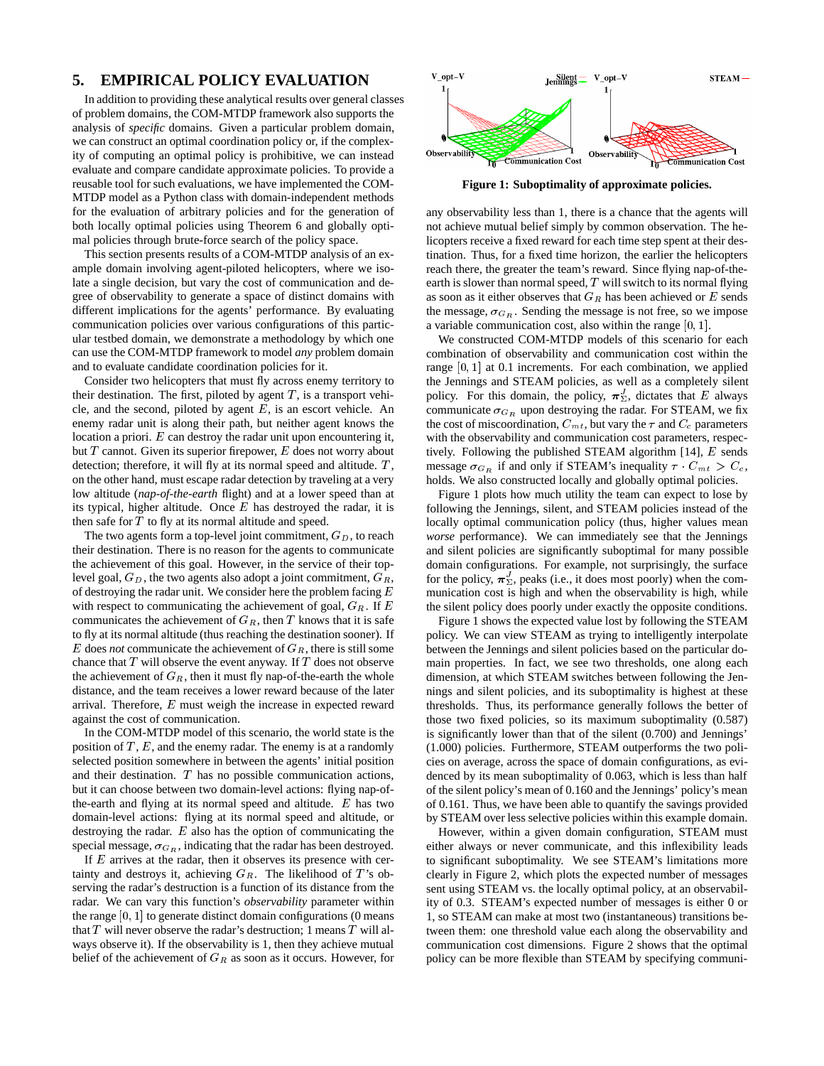## 5. EMPIRICAL POLICY EVALUATION

In addition to providing these analytical results over general classes of problem domains, the COM-MTDP framework also supports the analysis of *specific* domains. Given a particular problem domain, we can construct an optimal coordination policy or, if the complexity of computing an optimal policy is prohibitive, we can instead evaluate and compare candidate approximate policies. To provide a reusable tool for such evaluations, we have implemented the COM-MTDP model as a Python class with domain-independent methods for the evaluation of arbitrary policies and for the generation of both locally optimal policies using Theorem 6 and globally optimal policies through brute-force search of the policy space.

This section presents results of a COM-MTDP analysis of an example domain involving agent-piloted helicopters, where we isolate a single decision, but vary the cost of communication and degree of observability to generate a space of distinct domains with different implications for the agents' performance. By evaluating communication policies over various configurations of this particular testbed domain, we demonstrate a methodology by which one can use the COM-MTDP framework to model *any* problem domain and to evaluate candidate coordination policies for it.

Consider two helicopters that must fly across enemy territory to their destination. The first, piloted by agent $T$, is a transport vehicle, and the second, piloted by agent $E$, is an escort vehicle. An enemy radar unit is along their path, but neither agent knows the location a priori. $E$ can destroy the radar unit upon encountering it, but $T$ cannot. Given its superior firepower, $E$ does not worry about detection; therefore, it will fly at its normal speed and altitude. $T$, on the other hand, must escape radar detection by traveling at a very low altitude (*nap-of-the-earth* flight) and at a lower speed than at its typical, higher altitude. Once $E$ has destroyed the radar, it is then safe for $T$ to fly at its normal altitude and speed.

The two agents form a top-level joint commitment, $G_D$, to reach their destination. There is no reason for the agents to communicate the achievement of this goal. However, in the service of their top-level goal, $G_D$, the two agents also adopt a joint commitment, $G_R$, of destroying the radar unit. We consider here the problem facing $E$ with respect to communicating the achievement of goal, $G_R$. If $E$ communicates the achievement of $G_R$, then $T$ knows that it is safe to fly at its normal altitude (thus reaching the destination sooner). If $E$ does *not* communicate the achievement of $G_R$, there is still some chance that $T$ will observe the event anyway. If $T$ does not observe the achievement of $G_R$, then it must fly nap-of-the-earth the whole distance, and the team receives a lower reward because of the later arrival. Therefore, $E$ must weigh the increase in expected reward against the cost of communication.

In the COM-MTDP model of this scenario, the world state is the position of $T$, $E$, and the enemy radar. The enemy is at a randomly selected position somewhere in between the agents' initial position and their destination. $T$ has no possible communication actions, but it can choose between two domain-level actions: flying nap-of-the-earth and flying at its normal speed and altitude. $E$ has two domain-level actions: flying at its normal speed and altitude, or destroying the radar. $E$ also has the option of communicating the special message, $\sigma_{G_R}$, indicating that the radar has been destroyed.

If $E$ arrives at the radar, then it observes its presence with certainty and destroys it, achieving $G_R$. The likelihood of $T$'s observing the radar's destruction is a function of its distance from the radar. We can vary this function's *observability* parameter within the range $[0, 1]$ to generate distinct domain configurations (0 means that $T$ will never observe the radar's destruction; 1 means $T$ will always observe it). If the observability is 1, then they achieve mutual belief of the achievement of $G_R$ as soon as it occurs. However, for any observability less than 1, there is a chance that the agents will not achieve mutual belief simply by common observation. The helicopters receive a fixed reward for each time step spent at their destination. Thus, for a fixed time horizon, the earlier the helicopters reach there, the greater the team's reward. Since flying nap-of-the-earth is slower than normal speed, $T$ will switch to its normal flying as soon as it either observes that $G_R$ has been achieved or $E$ sends the message, $\sigma_{G_R}$. Sending the message is not free, so we impose a variable communication cost, also within the range $[0, 1]$.

We constructed COM-MTDP models of this scenario for each combination of observability and communication cost within the range $[0, 1]$ at 0.1 increments. For each combination, we applied the Jennings and STEAM policies, as well as a completely silent policy. For this domain, the policy, $\pi_{\Sigma}^{J}$, dictates that $E$ always communicate $\sigma_{G_R}$ upon destroying the radar. For STEAM, we fix the cost of miscoordination, $C_{mt}$, but vary the $\tau$ and $C_c$ parameters with the observability and communication cost parameters, respectively. Following the published STEAM algorithm [14], $E$ sends message $\sigma_{G_R}$ if and only if STEAM's inequality $\tau \cdot C_{mt} > C_c$, holds. We also constructed locally and globally optimal policies.

**Figure 1: Suboptimality of approximate policies.**

Figure 1 plots how much utility the team can expect to lose by following the Jennings, silent, and STEAM policies instead of the locally optimal communication policy (thus, higher values mean *worse* performance). We can immediately see that the Jennings and silent policies are significantly suboptimal for many possible domain configurations. For example, not surprisingly, the surface for the policy, $\pi_{\Sigma}^{J}$, peaks (i.e., it does most poorly) when the communication cost is high and when the observability is high, while the silent policy does poorly under exactly the opposite conditions.

Figure 1 shows the expected value lost by following the STEAM policy. We can view STEAM as trying to intelligently interpolate between the Jennings and silent policies based on the particular domain properties. In fact, we see two thresholds, one along each dimension, at which STEAM switches between following the Jennings and silent policies, and its suboptimality is highest at these thresholds. Thus, its performance generally follows the better of those two fixed policies, so its maximum suboptimality (0.587) is significantly lower than that of the silent (0.700) and Jennings' (1.000) policies. Furthermore, STEAM outperforms the two policies on average, across the space of domain configurations, as evidenced by its mean suboptimality of 0.063, which is less than half of the silent policy's mean of 0.160 and the Jennings' policy's mean of 0.161. Thus, we have been able to quantify the savings provided by STEAM over less selective policies within this example domain.

However, within a given domain configuration, STEAM must either always or never communicate, and this inflexibility leads to significant suboptimality. We see STEAM's limitations more clearly in Figure 2, which plots the expected number of messages sent using STEAM vs. the locally optimal policy, at an observability of 0.3. STEAM's expected number of messages is either 0 or 1, so STEAM can make at most two (instantaneous) transitions between them: one threshold value each along the observability and communication cost dimensions. Figure 2 shows that the optimal policy can be more flexible than STEAM by specifying communi-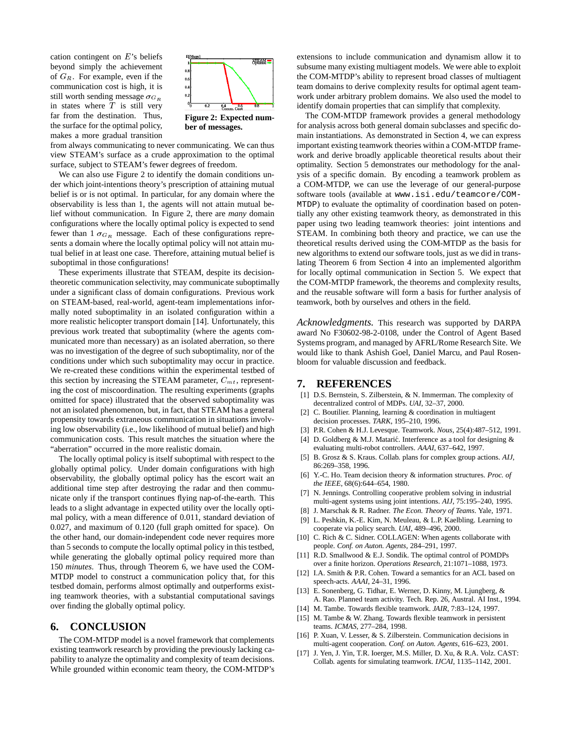cation contingent on $E$'s beliefs beyond simply the achievement of $G_R$. For example, even if the communication cost is high, it is still worth sending message $\sigma_{G_R}$ in states where $T$ is still very far from the destination. Thus, the surface for the optimal policy, makes a more gradual transition from always communicating to never communicating. We can thus view STEAM's surface as a crude approximation to the optimal surface, subject to STEAM's fewer degrees of freedom.

E[Msgs]
STEAM
Optimal
1
0.8
0.6
0.4
0.2
0
0
0.2
0.4
0.6
0.8
1
Comm. Cost

**Figure 2: Expected number of messages.**

We can also use Figure 2 to identify the domain conditions under which joint-intentions theory's prescription of attaining mutual belief is or is not optimal. In particular, for any domain where the observability is less than 1, the agents will not attain mutual belief without communication. In Figure 2, there are *many* domain configurations where the locally optimal policy is expected to send fewer than 1 $\sigma_{G_R}$ message. Each of these configurations represents a domain where the locally optimal policy will not attain mutual belief in at least one case. Therefore, attaining mutual belief is suboptimal in those configurations!

These experiments illustrate that STEAM, despite its decision-theoretic communication selectivity, may communicate suboptimally under a significant class of domain configurations. Previous work on STEAM-based, real-world, agent-team implementations informally noted suboptimality in an isolated configuration within a more realistic helicopter transport domain [14]. Unfortunately, this previous work treated that suboptimality (where the agents communicated more than necessary) as an isolated aberration, so there was no investigation of the degree of such suboptimality, nor of the conditions under which such suboptimality may occur in practice. We re-created these conditions within the experimental testbed of this section by increasing the STEAM parameter, $C_{mt}$, representing the cost of miscoordination. The resulting experiments (graphs omitted for space) illustrated that the observed suboptimality was not an isolated phenomenon, but, in fact, that STEAM has a general propensity towards extraneous communication in situations involving low observability (i.e., low likelihood of mutual belief) and high communication costs. This result matches the situation where the "aberration" occurred in the more realistic domain.

The locally optimal policy is itself suboptimal with respect to the globally optimal policy. Under domain configurations with high observability, the globally optimal policy has the escort wait an additional time step after destroying the radar and then communicate only if the transport continues flying nap-of-the-earth. This leads to a slight advantage in expected utility over the locally optimal policy, with a mean difference of 0.011, standard deviation of 0.027, and maximum of 0.120 (full graph omitted for space). On the other hand, our domain-independent code never requires more than 5 seconds to compute the locally optimal policy in this testbed, while generating the globally optimal policy required more than 150 *minutes*. Thus, through Theorem 6, we have used the COM-MTDP model to construct a communication policy that, for this testbed domain, performs almost optimally and outperforms existing teamwork theories, with a substantial computational savings over finding the globally optimal policy.

## 6. CONCLUSION

The COM-MTDP model is a novel framework that complements existing teamwork research by providing the previously lacking capability to analyze the optimality and complexity of team decisions. While grounded within economic team theory, the COM-MTDP's extensions to include communication and dynamism allow it to subsume many existing multiagent models. We were able to exploit the COM-MTDP's ability to represent broad classes of multiagent team domains to derive complexity results for optimal agent teamwork under arbitrary problem domains. We also used the model to identify domain properties that can simplify that complexity.

The COM-MTDP framework provides a general methodology for analysis across both general domain subclasses and specific domain instantiations. As demonstrated in Section 4, we can express important existing teamwork theories within a COM-MTDP framework and derive broadly applicable theoretical results about their optimality. Section 5 demonstrates our methodology for the analysis of a specific domain. By encoding a teamwork problem as a COM-MTDP, we can use the leverage of our general-purpose software tools (available at `www.isi.edu/teamcore/COM-MTDP`) to evaluate the optimality of coordination based on potentially any other existing teamwork theory, as demonstrated in this paper using two leading teamwork theories: joint intentions and STEAM. In combining both theory and practice, we can use the theoretical results derived using the COM-MTDP as the basis for new algorithms to extend our software tools, just as we did in translating Theorem 6 from Section 4 into an implemented algorithm for locally optimal communication in Section 5. We expect that the COM-MTDP framework, the theorems and complexity results, and the reusable software will form a basis for further analysis of teamwork, both by ourselves and others in the field.

*Acknowledgments.* This research was supported by DARPA award No F30602-98-2-0108, under the Control of Agent Based Systems program, and managed by AFRL/Rome Research Site. We would like to thank Ashish Goel, Daniel Marcu, and Paul Rosenbloom for valuable discussion and feedback.

## 7. REFERENCES

[1] D.S. Bernstein, S. Zilberstein, & N. Immerman. The complexity of decentralized control of MDPs. *UAI*, 32–37, 2000.

[2] C. Boutilier. Planning, learning & coordination in multiagent decision processes. *TARK*, 195–210, 1996.

[3] P.R. Cohen & H.J. Levesque. Teamwork. *Nous*, 25(4):487–512, 1991.

[4] D. Goldberg & M.J. Matarić. Interference as a tool for designing & evaluating multi-robot controllers. *AAAI*, 637–642, 1997.

[5] B. Grosz & S. Kraus. Collab. plans for complex group actions. *AIJ*, 86:269–358, 1996.

[6] Y.-C. Ho. Team decision theory & information structures. *Proc. of the IEEE*, 68(6):644–654, 1980.

[7] N. Jennings. Controlling cooperative problem solving in industrial multi-agent systems using joint intentions. *AIJ*, 75:195–240, 1995.

[8] J. Marschak & R. Radner. *The Econ. Theory of Teams*. Yale, 1971.

[9] L. Peshkin, K.-E. Kim, N. Meuleau, & L.P. Kaelbling. Learning to cooperate via policy search. *UAI*, 489–496, 2000.

[10] C. Rich & C. Sidner. COLLAGEN: When agents collaborate with people. *Conf. on Auton. Agents*, 284–291, 1997.

[11] R.D. Smallwood & E.J. Sondik. The optimal control of POMDPs over a finite horizon. *Operations Research*, 21:1071–1088, 1973.

[12] I.A. Smith & P.R. Cohen. Toward a semantics for an ACL based on speech-acts. *AAAI*, 24–31, 1996.

[13] E. Sonenberg, G. Tidhar, E. Werner, D. Kinny, M. Ljungberg, & A. Rao. Planned team activity. Tech. Rep. 26, Austral. AI Inst., 1994.

[14] M. Tambe. Towards flexible teamwork. *JAIR*, 7:83–124, 1997.

[15] M. Tambe & W. Zhang. Towards flexible teamwork in persistent teams. *ICMAS*, 277–284, 1998.

[16] P. Xuan, V. Lesser, & S. Zilberstein. Communication decisions in multi-agent cooperation. *Conf. on Auton. Agents*, 616–623, 2001.

[17] J. Yen, J. Yin, T.R. Ioerger, M.S. Miller, D. Xu, & R.A. Volz. CAST: Collab. agents for simulating teamwork. *IJCAI*, 1135–1142, 2001.